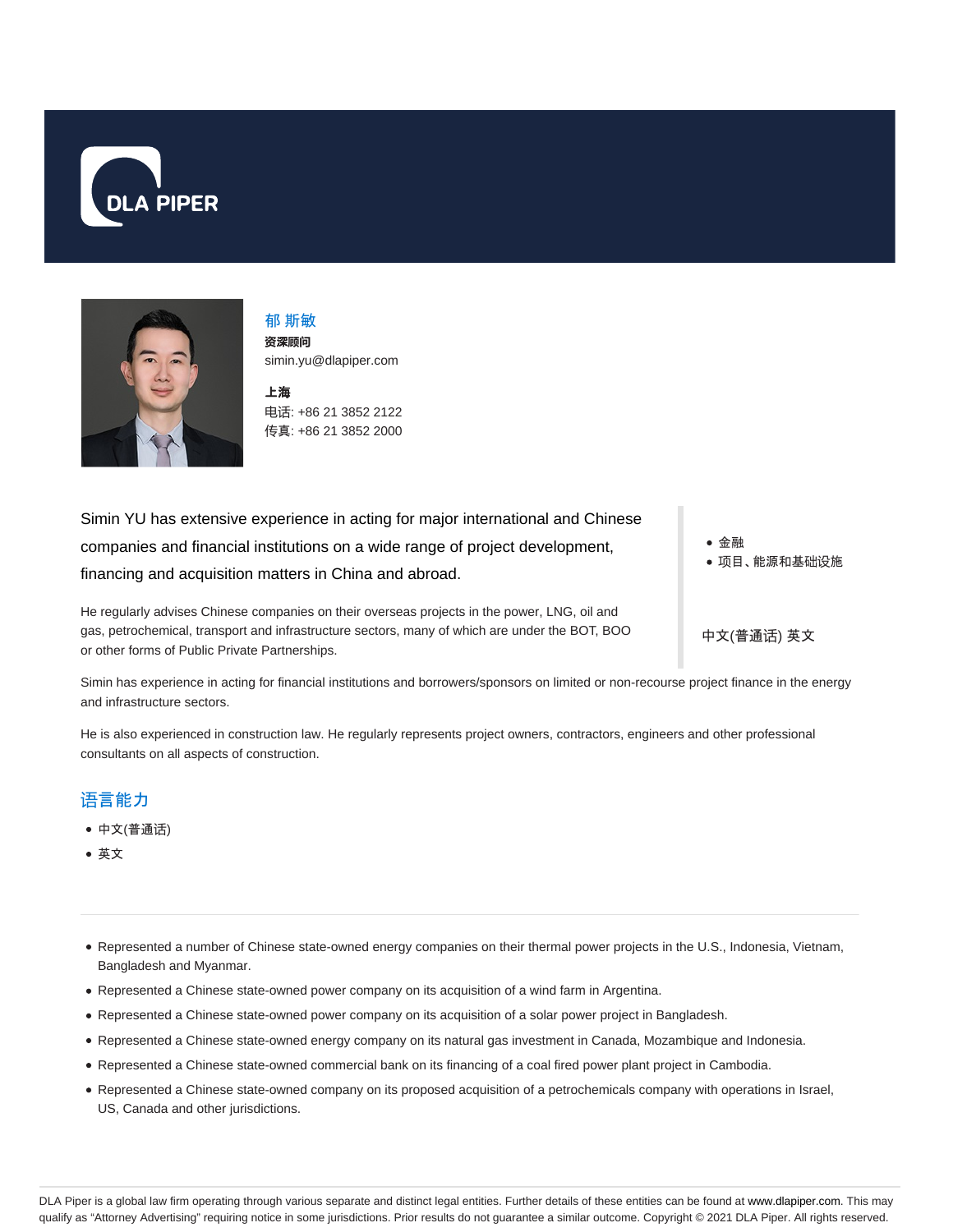DLA PIPER

# 郁 斯敏

**资深顾问**

simin.yu@dlapiper.com

**上海**

电话: +86 21 3852 2122

传真: +86 21 3852 2000

Simin YU has extensive experience in acting for major international and Chinese companies and financial institutions on a wide range of project development, financing and acquisition matters in China and abroad.

He regularly advises Chinese companies on their overseas projects in the power, LNG, oil and gas, petrochemical, transport and infrastructure sectors, many of which are under the BOT, BOO or other forms of Public Private Partnerships.

- 金融
- 项目、能源和基础设施

中文(普通话) 英文

Simin has experience in acting for financial institutions and borrowers/sponsors on limited or non-recourse project finance in the energy and infrastructure sectors.

He is also experienced in construction law. He regularly represents project owners, contractors, engineers and other professional consultants on all aspects of construction.

## 语言能力

- 中文(普通话)
- 英文

---

- Represented a number of Chinese state-owned energy companies on their thermal power projects in the U.S., Indonesia, Vietnam, Bangladesh and Myanmar.
- Represented a Chinese state-owned power company on its acquisition of a wind farm in Argentina.
- Represented a Chinese state-owned power company on its acquisition of a solar power project in Bangladesh.
- Represented a Chinese state-owned energy company on its natural gas investment in Canada, Mozambique and Indonesia.
- Represented a Chinese state-owned commercial bank on its financing of a coal fired power plant project in Cambodia.
- Represented a Chinese state-owned company on its proposed acquisition of a petrochemicals company with operations in Israel, US, Canada and other jurisdictions.

DLA Piper is a global law firm operating through various separate and distinct legal entities. Further details of these entities can be found at www.dlapiper.com. This may qualify as "Attorney Advertising" requiring notice in some jurisdictions. Prior results do not guarantee a similar outcome. Copyright © 2021 DLA Piper. All rights reserved.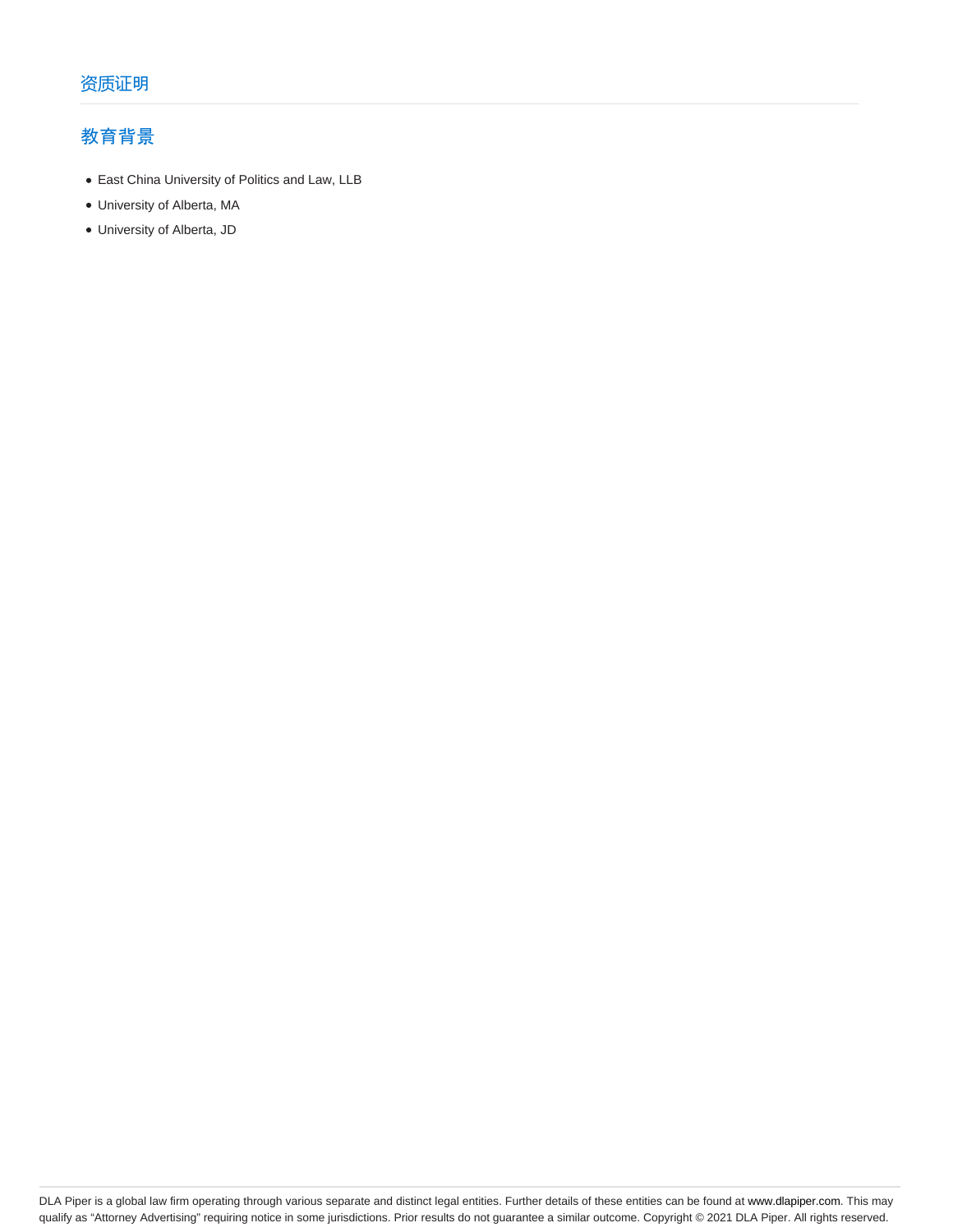## 资质证明

### 教育背景

- East China University of Politics and Law, LLB
- University of Alberta, MA
- University of Alberta, JD